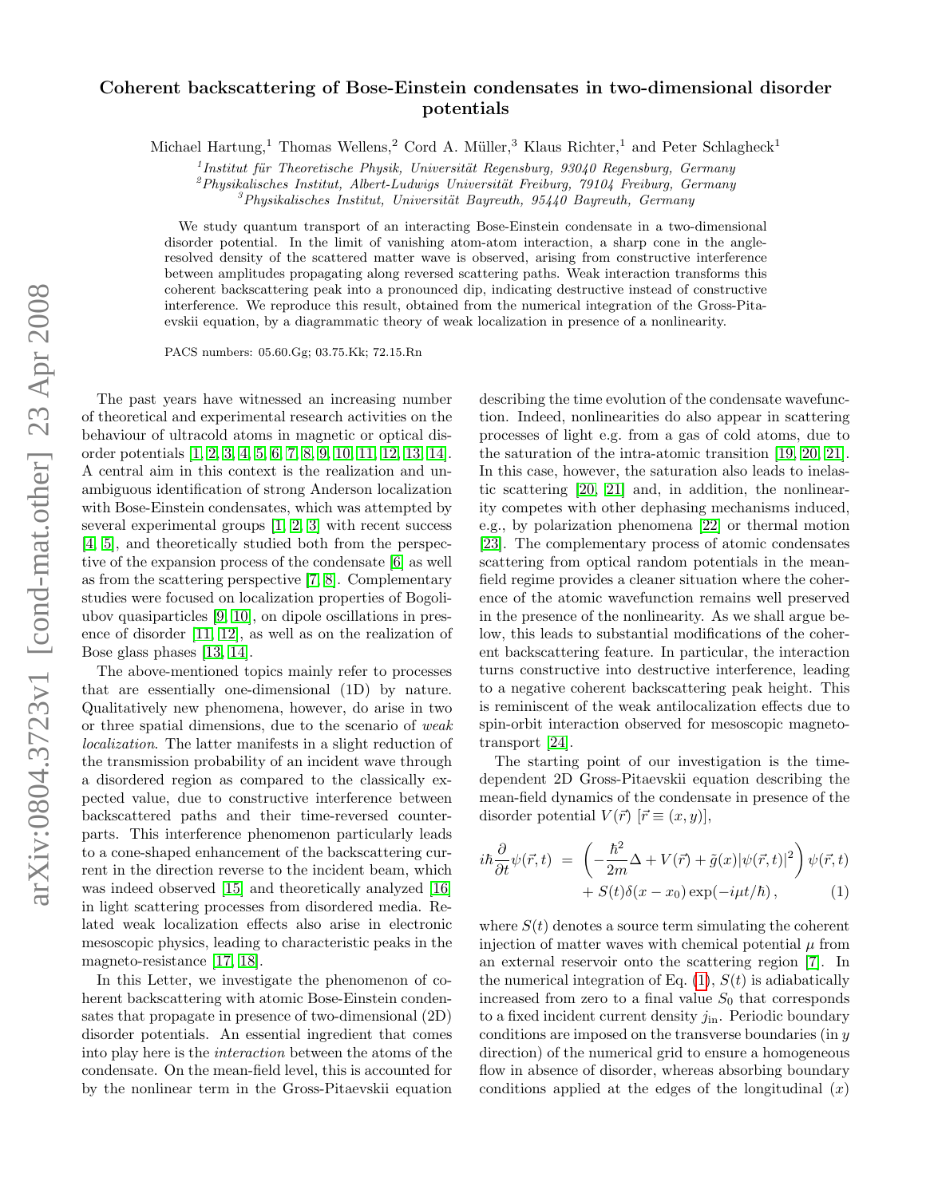# Coherent backscattering of Bose-Einstein condensates in two-dimensional disorder potentials

Michael Hartung,[1] Thomas Wellens,[2] Cord A. Müller,[3] Klaus Richter,[1] and Peter Schlagheck[1]

[1]*Institut für Theoretische Physik, Universität Regensburg, 93040 Regensburg, Germany*
[2]*Physikalisches Institut, Albert-Ludwigs Universität Freiburg, 79104 Freiburg, Germany*
[3]*Physikalisches Institut, Universität Bayreuth, 95440 Bayreuth, Germany*

We study quantum transport of an interacting Bose-Einstein condensate in a two-dimensional disorder potential. In the limit of vanishing atom-atom interaction, a sharp cone in the angle-resolved density of the scattered matter wave is observed, arising from constructive interference between amplitudes propagating along reversed scattering paths. Weak interaction transforms this coherent backscattering peak into a pronounced dip, indicating destructive instead of constructive interference. We reproduce this result, obtained from the numerical integration of the Gross-Pitaevskii equation, by a diagrammatic theory of weak localization in presence of a nonlinearity.

PACS numbers: 05.60.Gg; 03.75.Kk; 72.15.Rn

The past years have witnessed an increasing number of theoretical and experimental research activities on the behaviour of ultracold atoms in magnetic or optical disorder potentials [1, 2, 3, 4, 5, 6, 7, 8, 9, 10, 11, 12, 13, 14]. A central aim in this context is the realization and unambiguous identification of strong Anderson localization with Bose-Einstein condensates, which was attempted by several experimental groups [1, 2, 3] with recent success [4, 5], and theoretically studied both from the perspective of the expansion process of the condensate [6] as well as from the scattering perspective [7, 8]. Complementary studies were focused on localization properties of Bogoliubov quasiparticles [9, 10], on dipole oscillations in presence of disorder [11, 12], as well as on the realization of Bose glass phases [13, 14].

The above-mentioned topics mainly refer to processes that are essentially one-dimensional (1D) by nature. Qualitatively new phenomena, however, do arise in two or three spatial dimensions, due to the scenario of *weak localization*. The latter manifests in a slight reduction of the transmission probability of an incident wave through a disordered region as compared to the classically expected value, due to constructive interference between backscattered paths and their time-reversed counterparts. This interference phenomenon particularly leads to a cone-shaped enhancement of the backscattering current in the direction reverse to the incident beam, which was indeed observed [15] and theoretically analyzed [16] in light scattering processes from disordered media. Related weak localization effects also arise in electronic mesoscopic physics, leading to characteristic peaks in the magneto-resistance [17, 18].

In this Letter, we investigate the phenomenon of coherent backscattering with atomic Bose-Einstein condensates that propagate in presence of two-dimensional (2D) disorder potentials. An essential ingredient that comes into play here is the *interaction* between the atoms of the condensate. On the mean-field level, this is accounted for by the nonlinear term in the Gross-Pitaevskii equation describing the time evolution of the condensate wavefunction. Indeed, nonlinearities do also appear in scattering processes of light e.g. from a gas of cold atoms, due to the saturation of the intra-atomic transition [19, 20, 21]. In this case, however, the saturation also leads to inelastic scattering [20, 21] and, in addition, the nonlinearity competes with other dephasing mechanisms induced, e.g., by polarization phenomena [22] or thermal motion [23]. The complementary process of atomic condensates scattering from optical random potentials in the mean-field regime provides a cleaner situation where the coherence of the atomic wavefunction remains well preserved in the presence of the nonlinearity. As we shall argue below, this leads to substantial modifications of the coherent backscattering feature. In particular, the interaction turns constructive into destructive interference, leading to a negative coherent backscattering peak height. This is reminiscent of the weak antilocalization effects due to spin-orbit interaction observed for mesoscopic magneto-transport [24].

The starting point of our investigation is the time-dependent 2D Gross-Pitaevskii equation describing the mean-field dynamics of the condensate in presence of the disorder potential $V(\vec{r})$ [$\vec{r} \equiv (x, y)$],

$$
\begin{aligned}
i\hbar \frac{\partial}{\partial t}\psi(\vec{r},t) &= \left( -\frac{\hbar^2}{2m}\Delta + V(\vec{r}) + \tilde{g}(x)|\psi(\vec{r},t)|^2 \right)\psi(\vec{r},t) \\
&\quad + S(t)\delta(x-x_0)\exp(-i\mu t/\hbar)\,, \qquad (1)
\end{aligned}
$$

where $S(t)$ denotes a source term simulating the coherent injection of matter waves with chemical potential $\mu$ from an external reservoir onto the scattering region [7]. In the numerical integration of Eq. (1), $S(t)$ is adiabatically increased from zero to a final value $S_0$ that corresponds to a fixed incident current density $j_{\rm in}$. Periodic boundary conditions are imposed on the transverse boundaries (in $y$ direction) of the numerical grid to ensure a homogeneous flow in absence of disorder, whereas absorbing boundary conditions applied at the edges of the longitudinal ($x$)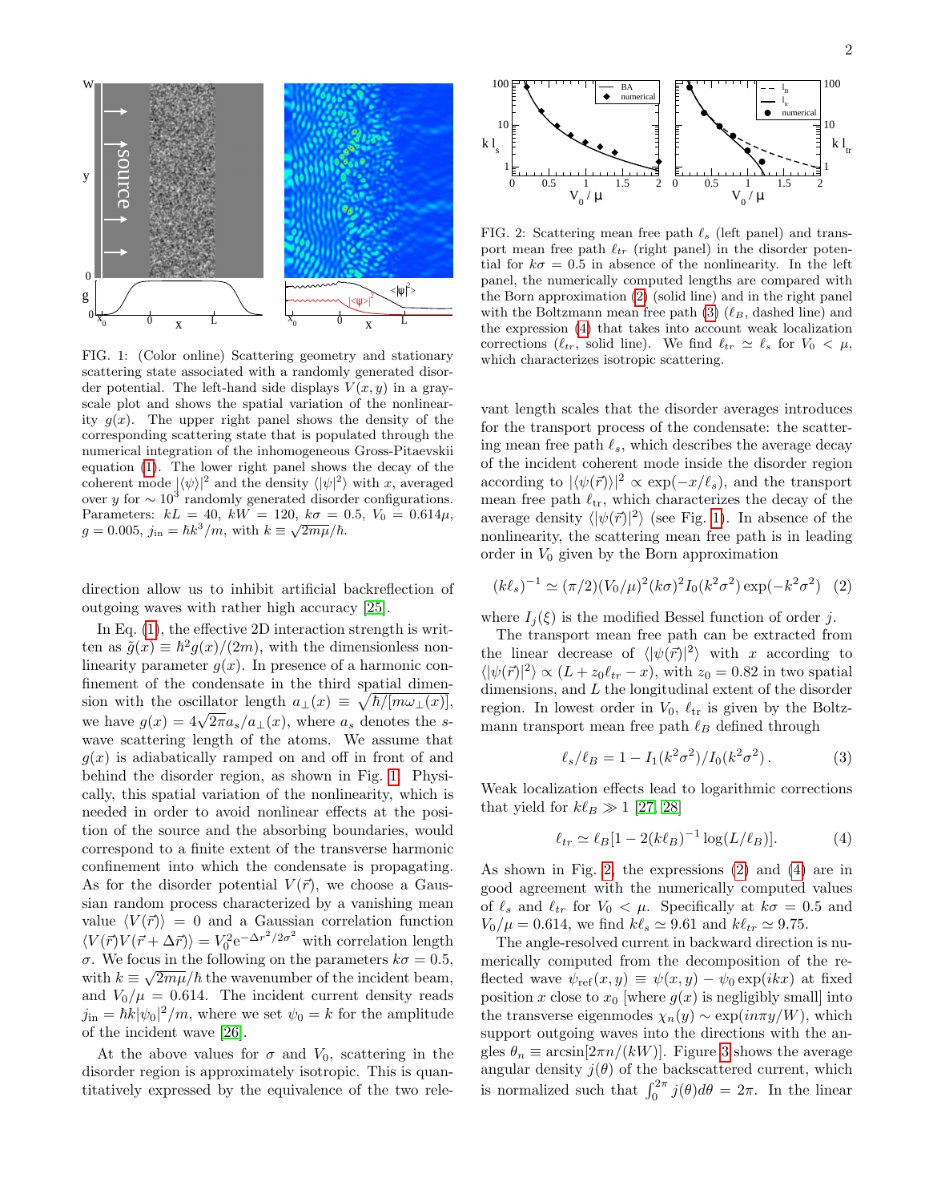FIG. 1: (Color online) Scattering geometry and stationary scattering state associated with a randomly generated disorder potential. The left-hand side displays $V(x,y)$ in a grayscale plot and shows the spatial variation of the nonlinearity $g(x)$. The upper right panel shows the density of the corresponding scattering state that is populated through the numerical integration of the inhomogeneous Gross-Pitaevskii equation (1). The lower right panel shows the decay of the coherent mode $|\langle\psi\rangle|^2$ and the density $\langle|\psi|^2\rangle$ with $x$, averaged over $y$ for $\sim 10^3$ randomly generated disorder configurations. Parameters: $kL = 40$, $kW = 120$, $k\sigma = 0.5$, $V_0 = 0.614\mu$, $g = 0.005$, $j_{\rm in} = \hbar k^3/m$, with $k \equiv \sqrt{2m\mu}/\hbar$.

direction allow us to inhibit artificial backreflection of outgoing waves with rather high accuracy [25].

In Eq. (1), the effective 2D interaction strength is written as $\tilde{g}(x) \equiv \hbar^2 g(x)/(2m)$, with the dimensionless nonlinearity parameter $g(x)$. In presence of a harmonic confinement of the condensate in the third spatial dimension with the oscillator length $a_\perp(x) \equiv \sqrt{\hbar/[m\omega_\perp(x)]}$, we have $g(x) = 4\sqrt{2\pi}a_s/a_\perp(x)$, where $a_s$ denotes the $s$-wave scattering length of the atoms. We assume that $g(x)$ is adiabatically ramped on and off in front of and behind the disorder region, as shown in Fig. 1. Physically, this spatial variation of the nonlinearity, which is needed in order to avoid nonlinear effects at the position of the source and the absorbing boundaries, would correspond to a finite extent of the transverse harmonic confinement into which the condensate is propagating. As for the disorder potential $V(\vec{r})$, we choose a Gaussian random process characterized by a vanishing mean value $\langle V(\vec{r})\rangle = 0$ and a Gaussian correlation function $\langle V(\vec{r})V(\vec{r}+\Delta\vec{r})\rangle = V_0^2 e^{-\Delta r^2/2\sigma^2}$ with correlation length $\sigma$. We focus in the following on the parameters $k\sigma = 0.5$, with $k \equiv \sqrt{2m\mu}/\hbar$ the wavenumber of the incident beam, and $V_0/\mu = 0.614$. The incident current density reads $j_{\rm in} = \hbar k|\psi_0|^2/m$, where we set $\psi_0 = k$ for the amplitude of the incident wave [26].

At the above values for $\sigma$ and $V_0$, scattering in the disorder region is approximately isotropic. This is quantitatively expressed by the equivalence of the two relevant length scales that the disorder averages introduces for the transport process of the condensate: the scattering mean free path $\ell_s$, which describes the average decay of the incident coherent mode inside the disorder region according to $|\langle\psi(\vec{r})\rangle|^2 \propto \exp(-x/\ell_s)$, and the transport mean free path $\ell_{tr}$, which characterizes the decay of the average density $\langle|\psi(\vec{r})|^2\rangle$ (see Fig. 1). In absence of the nonlinearity, the scattering mean free path is in leading order in $V_0$ given by the Born approximation

$$(k\ell_s)^{-1} \simeq (\pi/2)(V_0/\mu)^2(k\sigma)^2 I_0(k^2\sigma^2)\exp(-k^2\sigma^2) \quad (2)$$

where $I_j(\xi)$ is the modified Bessel function of order $j$.

The transport mean free path can be extracted from the linear decrease of $\langle|\psi(\vec{r})|^2\rangle$ with $x$ according to $\langle|\psi(\vec{r})|^2\rangle \propto (L + z_0\ell_{tr} - x)$, with $z_0 = 0.82$ in two spatial dimensions, and $L$ the longitudinal extent of the disorder region. In lowest order in $V_0$, $\ell_{\rm tr}$ is given by the Boltzmann transport mean free path $\ell_B$ defined through

$$\ell_s/\ell_B = 1 - I_1(k^2\sigma^2)/I_0(k^2\sigma^2). \quad (3)$$

Weak localization effects lead to logarithmic corrections that yield for $k\ell_B \gg 1$ [27, 28]

$$\ell_{tr} \simeq \ell_B[1 - 2(k\ell_B)^{-1}\log(L/\ell_B)]. \quad (4)$$

As shown in Fig. 2, the expressions (2) and (4) are in good agreement with the numerically computed values of $\ell_s$ and $\ell_{tr}$ for $V_0 < \mu$. Specifically at $k\sigma = 0.5$ and $V_0/\mu = 0.614$, we find $k\ell_s \simeq 9.61$ and $k\ell_{tr} \simeq 9.75$.

FIG. 2: Scattering mean free path $\ell_s$ (left panel) and transport mean free path $\ell_{tr}$ (right panel) in the disorder potential for $k\sigma = 0.5$ in absence of the nonlinearity. In the left panel, the numerically computed lengths are compared with the Born approximation (2) (solid line) and in the right panel with the Boltzmann mean free path (3) ($\ell_B$, dashed line) and the expression (4) that takes into account weak localization corrections ($\ell_{tr}$, solid line). We find $\ell_{tr} \simeq \ell_s$ for $V_0 < \mu$, which characterizes isotropic scattering.

The angle-resolved current in backward direction is numerically computed from the decomposition of the reflected wave $\psi_{\rm ref}(x,y) \equiv \psi(x,y) - \psi_0\exp(ikx)$ at fixed position $x$ close to $x_0$ [where $g(x)$ is negligibly small] into the transverse eigenmodes $\chi_n(y) \sim \exp(in\pi y/W)$, which support outgoing waves into the directions with the angles $\theta_n \equiv \arcsin[2\pi n/(kW)]$. Figure 3 shows the average angular density $j(\theta)$ of the backscattered current, which is normalized such that $\int_0^{2\pi} j(\theta)d\theta = 2\pi$. In the linear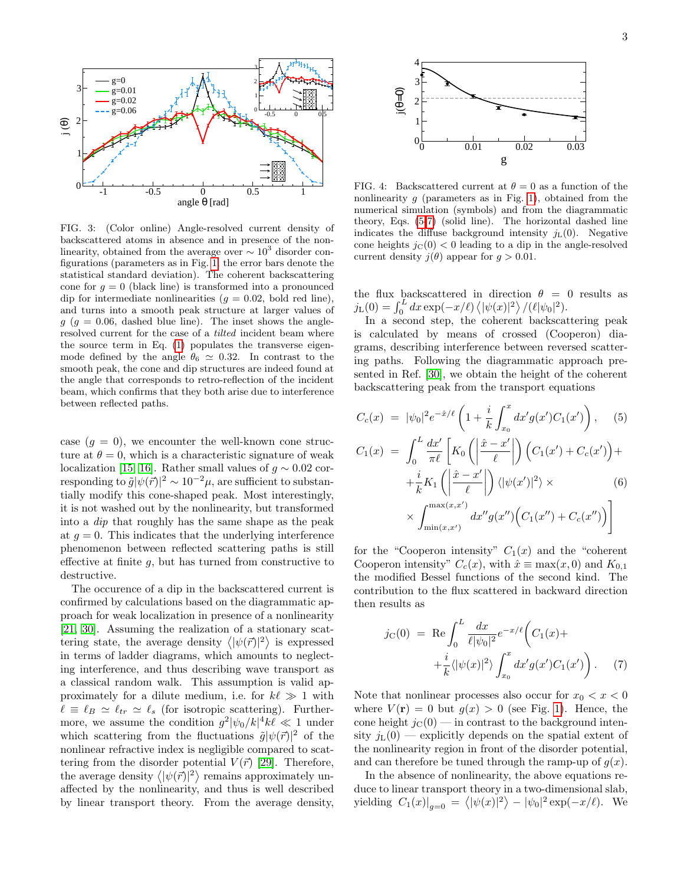FIG. 3: (Color online) Angle-resolved current density of backscattered atoms in absence and in presence of the nonlinearity, obtained from the average over $\sim 10^3$ disorder configurations (parameters as in Fig. 1; the error bars denote the statistical standard deviation). The coherent backscattering cone for $g = 0$ (black line) is transformed into a pronounced dip for intermediate nonlinearities ($g = 0.02$, bold red line), and turns into a smooth peak structure at larger values of $g$ ($g = 0.06$, dashed blue line). The inset shows the angle-resolved current for the case of a *tilted* incident beam where the source term in Eq. (1) populates the transverse eigenmode defined by the angle $\theta_6 \simeq 0.32$. In contrast to the smooth peak, the cone and dip structures are indeed found at the angle that corresponds to retro-reflection of the incident beam, which confirms that they both arise due to interference between reflected paths.

FIG. 4: Backscattered current at $\theta = 0$ as a function of the nonlinearity $g$ (parameters as in Fig. 1), obtained from the numerical simulation (symbols) and from the diagrammatic theory, Eqs. (5-7) (solid line). The horizontal dashed line indicates the diffuse background intensity $j_{\rm L}(0)$. Negative cone heights $j_{\rm C}(0) < 0$ leading to a dip in the angle-resolved current density $j(\theta)$ appear for $g > 0.01$.

case ($g = 0$), we encounter the well-known cone structure at $\theta = 0$, which is a characteristic signature of weak localization [15, 16]. Rather small values of $g \sim 0.02$ corresponding to $\tilde{g}|\psi(\vec{r})|^2 \sim 10^{-2}\mu$, are sufficient to substantially modify this cone-shaped peak. Most interestingly, it is not washed out by the nonlinearity, but transformed into a *dip* that roughly has the same shape as the peak at $g = 0$. This indicates that the underlying interference phenomenon between reflected scattering paths is still effective at finite $g$, but has turned from constructive to destructive.

The occurence of a dip in the backscattered current is confirmed by calculations based on the diagrammatic approach for weak localization in presence of a nonlinearity [21, 30]. Assuming the realization of a stationary scattering state, the average density $\langle|\psi(\vec{r})|^2\rangle$ is expressed in terms of ladder diagrams, which amounts to neglecting interference, and thus describing wave transport as a classical random walk. This assumption is valid approximately for a dilute medium, i.e. for $k\ell \gg 1$ with $\ell \equiv \ell_B \simeq \ell_{tr} \simeq \ell_s$ (for isotropic scattering). Furthermore, we assume the condition $g^2|\psi_0/k|^4 k\ell \ll 1$ under which scattering from the fluctuations $\tilde{g}|\psi(\vec{r})|^2$ of the nonlinear refractive index is negligible compared to scattering from the disorder potential $V(\vec{r})$ [29]. Therefore, the average density $\langle|\psi(\vec{r})|^2\rangle$ remains approximately unaffected by the nonlinearity, and thus is well described by linear transport theory. From the average density, the flux backscattered in direction $\theta = 0$ results as $j_{\rm L}(0) = \int_0^L dx \exp(-x/\ell) \langle|\psi(x)|^2\rangle / (\ell|\psi_0|^2)$.

In a second step, the coherent backscattering peak is calculated by means of crossed (Cooperon) diagrams, describing interference between reversed scattering paths. Following the diagrammatic approach presented in Ref. [30], we obtain the height of the coherent backscattering peak from the transport equations

$$C_c(x) = |\psi_0|^2 e^{-\hat{x}/\ell} \left(1 + \frac{i}{k}\int_{x_0}^{x} dx' g(x') C_1(x')\right), \quad (5)$$

$$\begin{aligned} C_1(x) = & \int_0^L \frac{dx'}{\pi\ell} \left[ K_0\left(\left|\frac{\hat{x}-x'}{\ell}\right|\right)\Big(C_1(x') + C_c(x')\Big) + \right. \\ & + \frac{i}{k} K_1\left(\left|\frac{\hat{x}-x'}{\ell}\right|\right) \langle|\psi(x')|^2\rangle \times \quad (6) \\ & \left. \times \int_{\min(x,x')}^{\max(x,x')} dx'' g(x'') \Big(C_1(x'') + C_c(x'')\Big) \right] \end{aligned}$$

for the "Cooperon intensity" $C_1(x)$ and the "coherent Cooperon intensity" $C_c(x)$, with $\hat{x} \equiv \max(x, 0)$ and $K_{0,1}$ the modified Bessel functions of the second kind. The contribution to the flux scattered in backward direction then results as

$$\begin{aligned} j_{\rm C}(0) = & \ {\rm Re} \int_0^L \frac{dx}{\ell|\psi_0|^2} e^{-x/\ell} \Big( C_1(x) + \\ & + \frac{i}{k} \langle|\psi(x)|^2\rangle \int_{x_0}^{x} dx' g(x') C_1(x') \Big). \quad (7) \end{aligned}$$

Note that nonlinear processes also occur for $x_0 < x < 0$ where $V(\mathbf{r}) = 0$ but $g(x) > 0$ (see Fig. 1). Hence, the cone height $j_{\rm C}(0)$ — in contrast to the background intensity $j_{\rm L}(0)$ — explicitly depends on the spatial extent of the nonlinearity region in front of the disorder potential, and can therefore be tuned through the ramp-up of $g(x)$.

In the absence of nonlinearity, the above equations reduce to linear transport theory in a two-dimensional slab, yielding $C_1(x)|_{g=0} = \langle|\psi(x)|^2\rangle - |\psi_0|^2 \exp(-x/\ell)$. We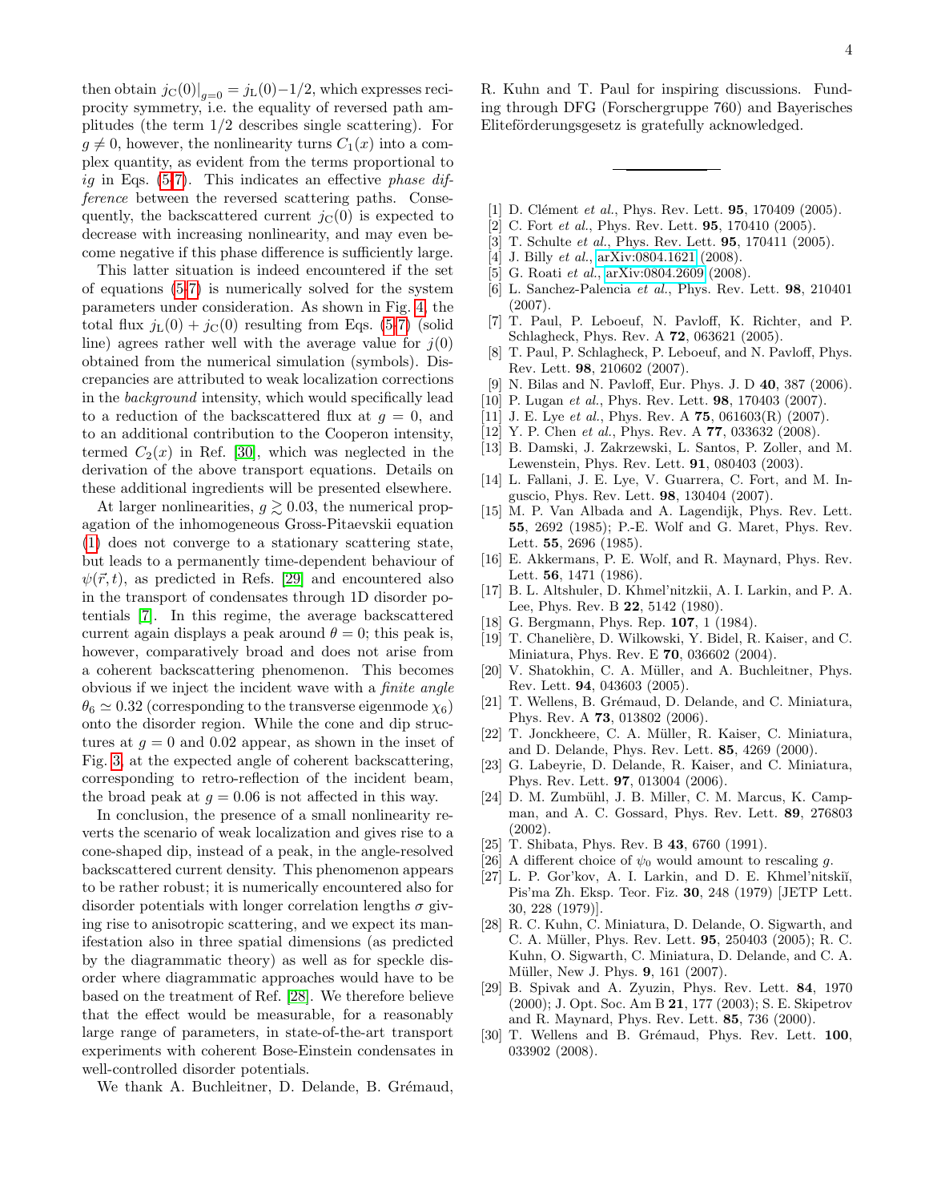then obtain $j_{\rm C}(0)|_{g=0} = j_{\rm L}(0) - 1/2$, which expresses reciprocity symmetry, i.e. the equality of reversed path amplitudes (the term 1/2 describes single scattering). For $g \neq 0$, however, the nonlinearity turns $C_1(x)$ into a complex quantity, as evident from the terms proportional to $ig$ in Eqs. (5-7). This indicates an effective *phase difference* between the reversed scattering paths. Consequently, the backscattered current $j_{\rm C}(0)$ is expected to decrease with increasing nonlinearity, and may even become negative if this phase difference is sufficiently large.

This latter situation is indeed encountered if the set of equations (5-7) is numerically solved for the system parameters under consideration. As shown in Fig. 4, the total flux $j_{\rm L}(0) + j_{\rm C}(0)$ resulting from Eqs. (5-7) (solid line) agrees rather well with the average value for $j(0)$ obtained from the numerical simulation (symbols). Discrepancies are attributed to weak localization corrections in the *background* intensity, which would specifically lead to a reduction of the backscattered flux at $g = 0$, and to an additional contribution to the Cooperon intensity, termed $C_2(x)$ in Ref. [30], which was neglected in the derivation of the above transport equations. Details on these additional ingredients will be presented elsewhere.

At larger nonlinearities, $g \gtrsim 0.03$, the numerical propagation of the inhomogeneous Gross-Pitaevskii equation (1) does not converge to a stationary scattering state, but leads to a permanently time-dependent behaviour of $\psi(\vec{r}, t)$, as predicted in Refs. [29] and encountered also in the transport of condensates through 1D disorder potentials [7]. In this regime, the average backscattered current again displays a peak around $\theta = 0$; this peak is, however, comparatively broad and does not arise from a coherent backscattering phenomenon. This becomes obvious if we inject the incident wave with a *finite angle* $\theta_6 \simeq 0.32$ (corresponding to the transverse eigenmode $\chi_6$) onto the disorder region. While the cone and dip structures at $g = 0$ and $0.02$ appear, as shown in the inset of Fig. 3, at the expected angle of coherent backscattering, corresponding to retro-reflection of the incident beam, the broad peak at $g = 0.06$ is not affected in this way.

In conclusion, the presence of a small nonlinearity reverts the scenario of weak localization and gives rise to a cone-shaped dip, instead of a peak, in the angle-resolved backscattered current density. This phenomenon appears to be rather robust; it is numerically encountered also for disorder potentials with longer correlation lengths $\sigma$ giving rise to anisotropic scattering, and we expect its manifestation also in three spatial dimensions (as predicted by the diagrammatic theory) as well as for speckle disorder where diagrammatic approaches would have to be based on the treatment of Ref. [28]. We therefore believe that the effect would be measurable, for a reasonably large range of parameters, in state-of-the-art transport experiments with coherent Bose-Einstein condensates in well-controlled disorder potentials.

We thank A. Buchleitner, D. Delande, B. Grémaud, R. Kuhn and T. Paul for inspiring discussions. Funding through DFG (Forschergruppe 760) and Bayerisches Eliteförderungsgesetz is gratefully acknowledged.

---

[1] D. Clément *et al.*, Phys. Rev. Lett. **95**, 170409 (2005).

[2] C. Fort *et al.*, Phys. Rev. Lett. **95**, 170410 (2005).

[3] T. Schulte *et al.*, Phys. Rev. Lett. **95**, 170411 (2005).

[4] J. Billy *et al.*, arXiv:0804.1621 (2008).

[5] G. Roati *et al.*, arXiv:0804.2609 (2008).

[6] L. Sanchez-Palencia *et al.*, Phys. Rev. Lett. **98**, 210401 (2007).

[7] T. Paul, P. Leboeuf, N. Pavloff, K. Richter, and P. Schlagheck, Phys. Rev. A **72**, 063621 (2005).

[8] T. Paul, P. Schlagheck, P. Leboeuf, and N. Pavloff, Phys. Rev. Lett. **98**, 210602 (2007).

[9] N. Bilas and N. Pavloff, Eur. Phys. J. D **40**, 387 (2006).

[10] P. Lugan *et al.*, Phys. Rev. Lett. **98**, 170403 (2007).

[11] J. E. Lye *et al.*, Phys. Rev. A **75**, 061603(R) (2007).

[12] Y. P. Chen *et al.*, Phys. Rev. A **77**, 033632 (2008).

[13] B. Damski, J. Zakrzewski, L. Santos, P. Zoller, and M. Lewenstein, Phys. Rev. Lett. **91**, 080403 (2003).

[14] L. Fallani, J. E. Lye, V. Guarrera, C. Fort, and M. Inguscio, Phys. Rev. Lett. **98**, 130404 (2007).

[15] M. P. Van Albada and A. Lagendijk, Phys. Rev. Lett. **55**, 2692 (1985); P.-E. Wolf and G. Maret, Phys. Rev. Lett. **55**, 2696 (1985).

[16] E. Akkermans, P. E. Wolf, and R. Maynard, Phys. Rev. Lett. **56**, 1471 (1986).

[17] B. L. Altshuler, D. Khmel'nitzkii, A. I. Larkin, and P. A. Lee, Phys. Rev. B **22**, 5142 (1980).

[18] G. Bergmann, Phys. Rep. **107**, 1 (1984).

[19] T. Chanelière, D. Wilkowski, Y. Bidel, R. Kaiser, and C. Miniatura, Phys. Rev. E **70**, 036602 (2004).

[20] V. Shatokhin, C. A. Müller, and A. Buchleitner, Phys. Rev. Lett. **94**, 043603 (2005).

[21] T. Wellens, B. Grémaud, D. Delande, and C. Miniatura, Phys. Rev. A **73**, 013802 (2006).

[22] T. Jonckheere, C. A. Müller, R. Kaiser, C. Miniatura, and D. Delande, Phys. Rev. Lett. **85**, 4269 (2000).

[23] G. Labeyrie, D. Delande, R. Kaiser, and C. Miniatura, Phys. Rev. Lett. **97**, 013004 (2006).

[24] D. M. Zumbühl, J. B. Miller, C. M. Marcus, K. Campman, and A. C. Gossard, Phys. Rev. Lett. **89**, 276803 (2002).

[25] T. Shibata, Phys. Rev. B **43**, 6760 (1991).

[26] A different choice of $\psi_0$ would amount to rescaling $g$.

[27] L. P. Gor'kov, A. I. Larkin, and D. E. Khmel'nitskiĭ, Pis'ma Zh. Eksp. Teor. Fiz. **30**, 248 (1979) [JETP Lett. 30, 228 (1979)].

[28] R. C. Kuhn, C. Miniatura, D. Delande, O. Sigwarth, and C. A. Müller, Phys. Rev. Lett. **95**, 250403 (2005); R. C. Kuhn, O. Sigwarth, C. Miniatura, D. Delande, and C. A. Müller, New J. Phys. **9**, 161 (2007).

[29] B. Spivak and A. Zyuzin, Phys. Rev. Lett. **84**, 1970 (2000); J. Opt. Soc. Am B **21**, 177 (2003); S. E. Skipetrov and R. Maynard, Phys. Rev. Lett. **85**, 736 (2000).

[30] T. Wellens and B. Grémaud, Phys. Rev. Lett. **100**, 033902 (2008).